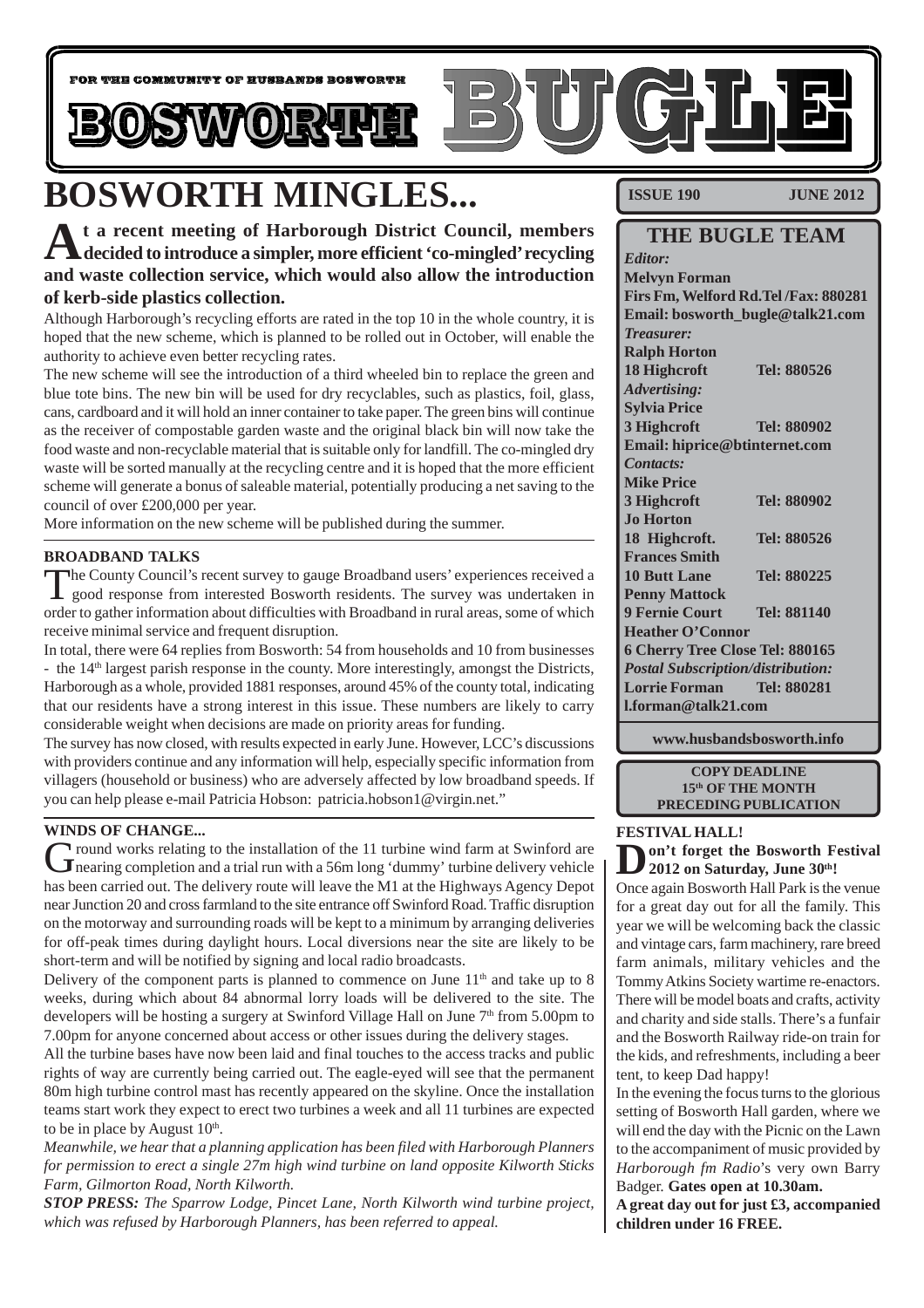FOR THE COMMUNITY OF HUSBANDS BOSWORTH

# BOSWORTH BUGLE

**ISSUE 190 JUNE 2012**

# BOSWORTH MINGLES...

**At a recent meeting of Harborough District Council, members decided to introduce a simpler, more efficient 'co-mingled' recycling and waste collection service, which would also allow the introduction of kerb-side plastics collection.**

Although Harborough's recycling efforts are rated in the top 10 in the whole country, it is hoped that the new scheme, which is planned to be rolled out in October, will enable the authority to achieve even better recycling rates.

The new scheme will see the introduction of a third wheeled bin to replace the green and blue tote bins. The new bin will be used for dry recyclables, such as plastics, foil, glass, cans, cardboard and it will hold an inner container to take paper. The green bins will continue as the receiver of compostable garden waste and the original black bin will now take the food waste and non-recyclable material that is suitable only for landfill. The co-mingled dry waste will be sorted manually at the recycling centre and it is hoped that the more efficient scheme will generate a bonus of saleable material, potentially producing a net saving to the council of over £200,000 per year.

More information on the new scheme will be published during the summer.

### BROADBAND TALKS

The County Council's recent survey to gauge Broadband users' experiences received a good response from interested Bosworth residents. The survey was undertaken in order to gather information about difficulties with Broadband in rural areas, some of which receive minimal service and frequent disruption.

In total, there were 64 replies from Bosworth: 54 from households and 10 from businesses - the 14th largest parish response in the county. More interestingly, amongst the Districts, Harborough as a whole, provided 1881 responses, around 45% of the county total, indicating that our residents have a strong interest in this issue. These numbers are likely to carry considerable weight when decisions are made on priority areas for funding.

The survey has now closed, with results expected in early June. However, LCC's discussions with providers continue and any information will help, especially specific information from villagers (household or business) who are adversely affected by low broadband speeds. If you can help please e-mail Patricia Hobson: patricia.hobson1@virgin.net."

### WINDS OF CHANGE...

Ground works relating to the installation of the 11 turbine wind farm at Swinford are nearing completion and a trial run with a 56m long 'dummy' turbine delivery vehicle has been carried out. The delivery route will leave the M1 at the Highways Agency Depot near Junction 20 and cross farmland to the site entrance off Swinford Road. Traffic disruption on the motorway and surrounding roads will be kept to a minimum by arranging deliveries for off-peak times during daylight hours. Local diversions near the site are likely to be short-term and will be notified by signing and local radio broadcasts.

Delivery of the component parts is planned to commence on June 11th and take up to 8 weeks, during which about 84 abnormal lorry loads will be delivered to the site. The developers will be hosting a surgery at Swinford Village Hall on June 7th from 5.00pm to 7.00pm for anyone concerned about access or other issues during the delivery stages.

All the turbine bases have now been laid and final touches to the access tracks and public rights of way are currently being carried out. The eagle-eyed will see that the permanent 80m high turbine control mast has recently appeared on the skyline. Once the installation teams start work they expect to erect two turbines a week and all 11 turbines are expected to be in place by August 10th.

*Meanwhile, we hear that a planning application has been filed with Harborough Planners for permission to erect a single 27m high wind turbine on land opposite Kilworth Sticks Farm, Gilmorton Road, North Kilworth.*

***STOP PRESS:** The Sparrow Lodge, Pincet Lane, North Kilworth wind turbine project, which was refused by Harborough Planners, has been referred to appeal.*

## THE BUGLE TEAM

*Editor:*
**Melvyn Forman**
**Firs Fm, Welford Rd.Tel /Fax: 880281**
**Email: bosworth_bugle@talk21.com**

*Treasurer:*
**Ralph Horton**
**18 Highcroft Tel: 880526**

*Advertising:*
**Sylvia Price**
**3 Highcroft Tel: 880902**
**Email: hiprice@btinternet.com**

*Contacts:*
**Mike Price**
**3 Highcroft Tel: 880902**
**Jo Horton**
**18 Highcroft. Tel: 880526**
**Frances Smith**
**10 Butt Lane Tel: 880225**
**Penny Mattock**
**9 Fernie Court Tel: 881140**
**Heather O'Connor**
**6 Cherry Tree Close Tel: 880165**

*Postal Subscription/distribution:*
**Lorrie Forman Tel: 880281**
**l.forman@talk21.com**

**www.husbandsbosworth.info**

**COPY DEADLINE 15th OF THE MONTH PRECEDING PUBLICATION**

### FESTIVAL HALL!

**Don't forget the Bosworth Festival 2012 on Saturday, June 30th!**

Once again Bosworth Hall Park is the venue for a great day out for all the family. This year we will be welcoming back the classic and vintage cars, farm machinery, rare breed farm animals, military vehicles and the Tommy Atkins Society wartime re-enactors. There will be model boats and crafts, activity and charity and side stalls. There's a funfair and the Bosworth Railway ride-on train for the kids, and refreshments, including a beer tent, to keep Dad happy!

In the evening the focus turns to the glorious setting of Bosworth Hall garden, where we will end the day with the Picnic on the Lawn to the accompaniment of music provided by *Harborough fm Radio*'s very own Barry Badger. **Gates open at 10.30am.**

**A great day out for just £3, accompanied children under 16 FREE.**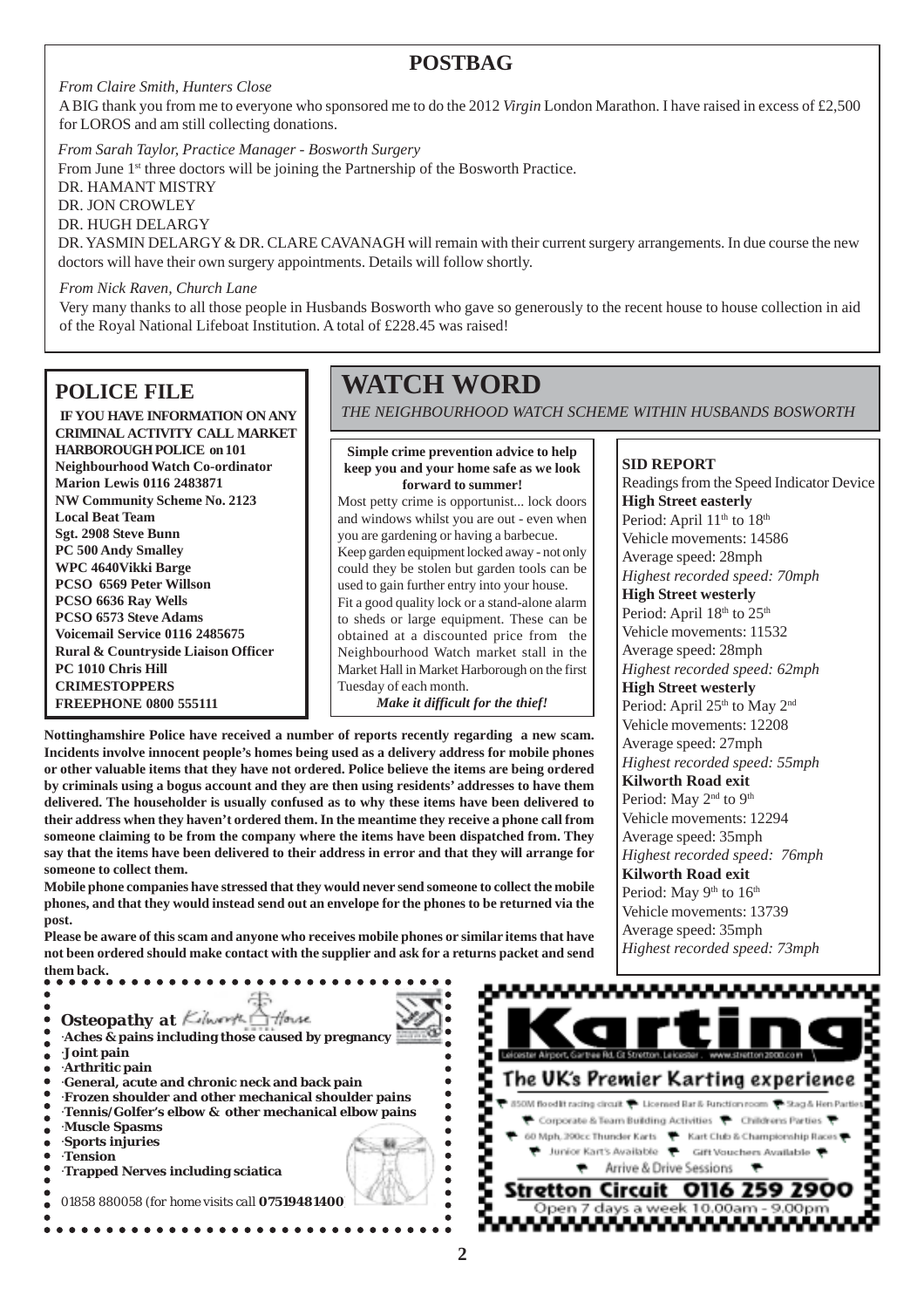## POSTBAG

*From Claire Smith, Hunters Close*

A BIG thank you from me to everyone who sponsored me to do the 2012 *Virgin* London Marathon. I have raised in excess of £2,500 for LOROS and am still collecting donations.

*From Sarah Taylor, Practice Manager - Bosworth Surgery*

From June 1st three doctors will be joining the Partnership of the Bosworth Practice.

DR. HAMANT MISTRY

DR. JON CROWLEY

DR. HUGH DELARGY

DR. YASMIN DELARGY & DR. CLARE CAVANAGH will remain with their current surgery arrangements. In due course the new doctors will have their own surgery appointments. Details will follow shortly.

*From Nick Raven, Church Lane*

Very many thanks to all those people in Husbands Bosworth who gave so generously to the recent house to house collection in aid of the Royal National Lifeboat Institution. A total of £228.45 was raised!

## POLICE FILE

**IF YOU HAVE INFORMATION ON ANY CRIMINAL ACTIVITY CALL MARKET HARBOROUGH POLICE on 101**
**Neighbourhood Watch Co-ordinator**
**Marion Lewis 0116 2483871**
**NW Community Scheme No. 2123**
**Local Beat Team**
**Sgt. 2908 Steve Bunn**
**PC 500 Andy Smalley**
**WPC 4640Vikki Barge**
**PCSO 6569 Peter Willson**
**PCSO 6636 Ray Wells**
**PCSO 6573 Steve Adams**
**Voicemail Service 0116 2485675**
**Rural & Countryside Liaison Officer**
**PC 1010 Chris Hill**
**CRIMESTOPPERS**
**FREEPHONE 0800 555111**

# WATCH WORD

*THE NEIGHBOURHOOD WATCH SCHEME WITHIN HUSBANDS BOSWORTH*

**Simple crime prevention advice to help keep you and your home safe as we look forward to summer!**

Most petty crime is opportunist... lock doors and windows whilst you are out - even when you are gardening or having a barbecue.

Keep garden equipment locked away - not only could they be stolen but garden tools can be used to gain further entry into your house.

Fit a good quality lock or a stand-alone alarm to sheds or large equipment. These can be obtained at a discounted price from the Neighbourhood Watch market stall in the Market Hall in Market Harborough on the first Tuesday of each month.

***Make it difficult for the thief!***

**Nottinghamshire Police have received a number of reports recently regarding a new scam. Incidents involve innocent people's homes being used as a delivery address for mobile phones or other valuable items that they have not ordered. Police believe the items are being ordered by criminals using a bogus account and they are then using residents' addresses to have them delivered. The householder is usually confused as to why these items have been delivered to their address when they haven't ordered them. In the meantime they receive a phone call from someone claiming to be from the company where the items have been dispatched from. They say that the items have been delivered to their address in error and that they will arrange for someone to collect them.**

**Mobile phone companies have stressed that they would never send someone to collect the mobile phones, and that they would instead send out an envelope for the phones to be returned via the post.**

**Please be aware of this scam and anyone who receives mobile phones or similar items that have not been ordered should make contact with the supplier and ask for a returns packet and send them back.**

**SID REPORT**

Readings from the Speed Indicator Device

**High Street easterly**
Period: April 11th to 18th
Vehicle movements: 14586
Average speed: 28mph
*Highest recorded speed: 70mph*

**High Street westerly**
Period: April 18th to 25th
Vehicle movements: 11532
Average speed: 28mph
*Highest recorded speed: 62mph*

**High Street westerly**
Period: April 25th to May 2nd
Vehicle movements: 12208
Average speed: 27mph
*Highest recorded speed: 55mph*

**Kilworth Road exit**
Period: May 2nd to 9th
Vehicle movements: 12294
Average speed: 35mph
*Highest recorded speed: 76mph*

**Kilworth Road exit**
Period: May 9th to 16th
Vehicle movements: 13739
Average speed: 35mph
*Highest recorded speed: 73mph*

***Osteopathy at** Kilworth House*

- **Aches & pains including those caused by pregnancy**
- **Joint pain**
- **Arthritic pain**
- **General, acute and chronic neck and back pain**
- **Frozen shoulder and other mechanical shoulder pains**
- **Tennis/Golfer's elbow & other mechanical elbow pains**
- **Muscle Spasms**
- **Sports injuries**
- **Tension**
- **Trapped Nerves including sciatica**

01858 880058 (for home visits call **07519481400**

# Karting

Leicester Airport, Gartree Rd, Gt Stretton, Leicester, www.stretton2000.com

**The UK's Premier Karting experience**

850M floodlit racing circuit · Licensed Bar & Function room · Stag & Hen Parties · Corporate & Team Building Activities · Childrens Parties · 60 Mph, 390cc Thunder Karts · Kart Club & Championship Races · Junior Kart's Available · Gift Vouchers Available · Arrive & Drive Sessions

**Stretton Circuit 0116 259 2900**

Open 7 days a week 10.00am - 9.00pm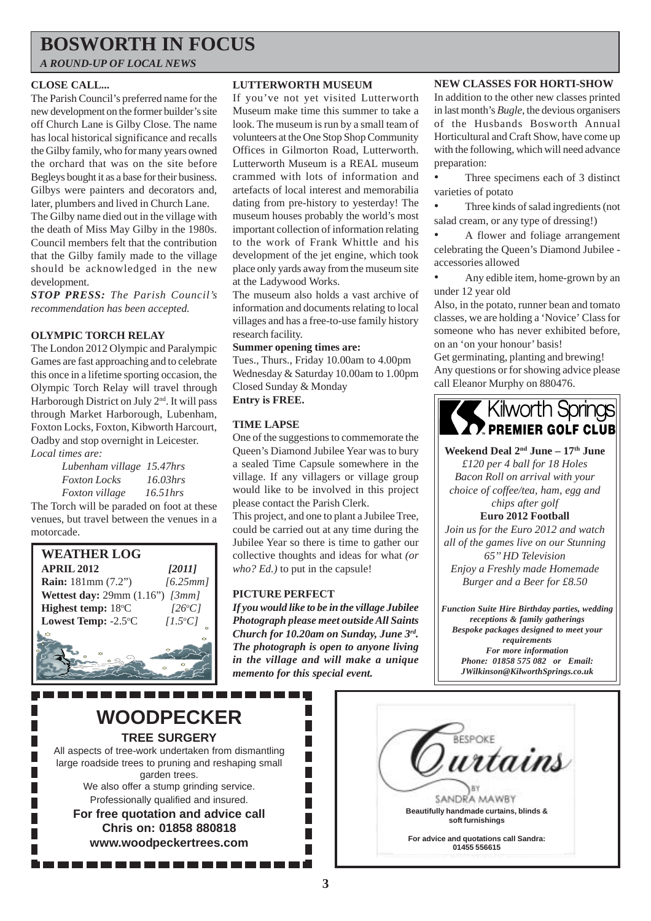# BOSWORTH IN FOCUS

*A ROUND-UP OF LOCAL NEWS*

### CLOSE CALL...

The Parish Council's preferred name for the new development on the former builder's site off Church Lane is Gilby Close. The name has local historical significance and recalls the Gilby family, who for many years owned the orchard that was on the site before Begleys bought it as a base for their business. Gilbys were painters and decorators and, later, plumbers and lived in Church Lane.

The Gilby name died out in the village with the death of Miss May Gilby in the 1980s. Council members felt that the contribution that the Gilby family made to the village should be acknowledged in the new development.

***STOP PRESS:*** *The Parish Council's recommendation has been accepted.*

### OLYMPIC TORCH RELAY

The London 2012 Olympic and Paralympic Games are fast approaching and to celebrate this once in a lifetime sporting occasion, the Olympic Torch Relay will travel through Harborough District on July 2nd. It will pass through Market Harborough, Lubenham, Foxton Locks, Foxton, Kibworth Harcourt, Oadby and stop overnight in Leicester.

*Local times are:*

| | |
|---|---|
| *Lubenham village* | *15.47hrs* |
| *Foxton Locks* | *16.03hrs* |
| *Foxton village* | *16.51hrs* |

The Torch will be paraded on foot at these venues, but travel between the venues in a motorcade.

### WEATHER LOG

| **APRIL 2012** | *[2011]* |
|---|---|
| **Rain:** 181mm (7.2") | *[6.25mm]* |
| **Wettest day:** 29mm (1.16") | *[3mm]* |
| **Highest temp:** 18°C | *[26°C]* |
| **Lowest Temp:** -2.5°C | *[1.5°C]* |

### LUTTERWORTH MUSEUM

If you've not yet visited Lutterworth Museum make time this summer to take a look. The museum is run by a small team of volunteers at the One Stop Shop Community Offices in Gilmorton Road, Lutterworth. Lutterworth Museum is a REAL museum crammed with lots of information and artefacts of local interest and memorabilia dating from pre-history to yesterday! The museum houses probably the world's most important collection of information relating to the work of Frank Whittle and his development of the jet engine, which took place only yards away from the museum site at the Ladywood Works.

The museum also holds a vast archive of information and documents relating to local villages and has a free-to-use family history research facility.

**Summer opening times are:**

Tues., Thurs., Friday 10.00am to 4.00pm
Wednesday & Saturday 10.00am to 1.00pm
Closed Sunday & Monday
**Entry is FREE.**

### TIME LAPSE

One of the suggestions to commemorate the Queen's Diamond Jubilee Year was to bury a sealed Time Capsule somewhere in the village. If any villagers or village group would like to be involved in this project please contact the Parish Clerk.

This project, and one to plant a Jubilee Tree, could be carried out at any time during the Jubilee Year so there is time to gather our collective thoughts and ideas for what *(or who? Ed.)* to put in the capsule!

### PICTURE PERFECT

***If you would like to be in the village Jubilee Photograph please meet outside All Saints Church for 10.20am on Sunday, June 3rd. The photograph is open to anyone living in the village and will make a unique memento for this special event.***

### NEW CLASSES FOR HORTI-SHOW

In addition to the other new classes printed in last month's *Bugle*, the devious organisers of the Husbands Bosworth Annual Horticultural and Craft Show, have come up with the following, which will need advance preparation:

- Three specimens each of 3 distinct varieties of potato
- Three kinds of salad ingredients (not salad cream, or any type of dressing!)
- A flower and foliage arrangement celebrating the Queen's Diamond Jubilee - accessories allowed
- Any edible item, home-grown by an under 12 year old

Also, in the potato, runner bean and tomato classes, we are holding a 'Novice' Class for someone who has never exhibited before, on an 'on your honour' basis!

Get germinating, planting and brewing!

Any questions or for showing advice please call Eleanor Murphy on 880476.

---

**Kilworth Springs PREMIER GOLF CLUB**

**Weekend Deal 2nd June – 17th June**

*£120 per 4 ball for 18 Holes*
*Bacon Roll on arrival with your choice of coffee/tea, ham, egg and chips after golf*

**Euro 2012 Football**

*Join us for the Euro 2012 and watch all of the games live on our Stunning 65" HD Television*
*Enjoy a Freshly made Homemade Burger and a Beer for £8.50*

***Function Suite Hire Birthday parties, wedding receptions & family gatherings***
***Bespoke packages designed to meet your requirements***
***For more information***
***Phone: 01858 575 082 or Email: JWilkinson@KilworthSprings.co.uk***

---

## WOODPECKER

**TREE SURGERY**

All aspects of tree-work undertaken from dismantling large roadside trees to pruning and reshaping small garden trees.
We also offer a stump grinding service.
Professionally qualified and insured.

**For free quotation and advice call**
**Chris on: 01858 880818**
**www.woodpeckertrees.com**

---

BESPOKE
*Curtains*
BY
SANDRA MAWBY

**Beautifully handmade curtains, blinds & soft furnishings**

**For advice and quotations call Sandra: 01455 556615**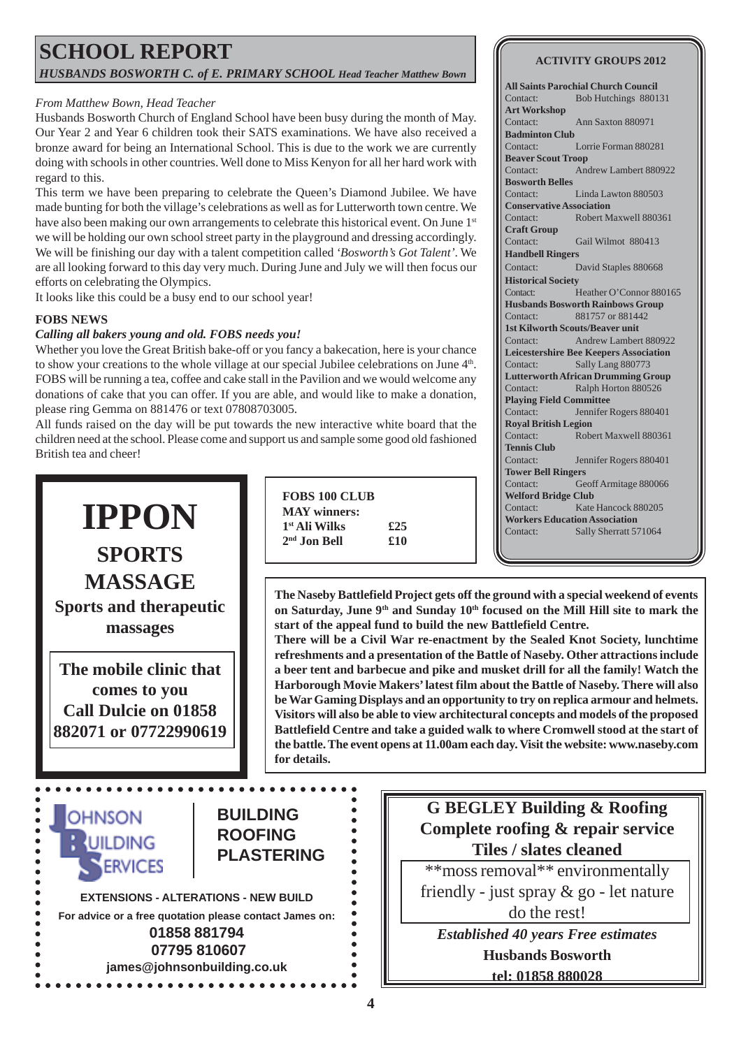# SCHOOL REPORT

*HUSBANDS BOSWORTH C. of E. PRIMARY SCHOOL Head Teacher Matthew Bown*

*From Matthew Bown, Head Teacher*

Husbands Bosworth Church of England School have been busy during the month of May. Our Year 2 and Year 6 children took their SATS examinations. We have also received a bronze award for being an International School. This is due to the work we are currently doing with schools in other countries. Well done to Miss Kenyon for all her hard work with regard to this.

This term we have been preparing to celebrate the Queen's Diamond Jubilee. We have made bunting for both the village's celebrations as well as for Lutterworth town centre. We have also been making our own arrangements to celebrate this historical event. On June 1st we will be holding our own school street party in the playground and dressing accordingly. We will be finishing our day with a talent competition called *'Bosworth's Got Talent'*. We are all looking forward to this day very much. During June and July we will then focus our efforts on celebrating the Olympics.

It looks like this could be a busy end to our school year!

### FOBS NEWS

***Calling all bakers young and old. FOBS needs you!***

Whether you love the Great British bake-off or you fancy a bakecation, here is your chance to show your creations to the whole village at our special Jubilee celebrations on June 4th. FOBS will be running a tea, coffee and cake stall in the Pavilion and we would welcome any donations of cake that you can offer. If you are able, and would like to make a donation, please ring Gemma on 881476 or text 07808703005.

All funds raised on the day will be put towards the new interactive white board that the children need at the school. Please come and support us and sample some good old fashioned British tea and cheer!

### ACTIVITY GROUPS 2012

**All Saints Parochial Church Council**
Contact: Bob Hutchings 880131

**Art Workshop**
Contact: Ann Saxton 880971

**Badminton Club**
Contact: Lorrie Forman 880281

**Beaver Scout Troop**
Contact: Andrew Lambert 880922

**Bosworth Belles**
Contact: Linda Lawton 880503

**Conservative Association**
Contact: Robert Maxwell 880361

**Craft Group**
Contact: Gail Wilmot 880413

**Handbell Ringers**
Contact: David Staples 880668

**Historical Society**
Contact: Heather O'Connor 880165

**Husbands Bosworth Rainbows Group**
Contact: 881757 or 881442

**1st Kilworth Scouts/Beaver unit**
Contact: Andrew Lambert 880922

**Leicestershire Bee Keepers Association**
Contact: Sally Lang 880773

**Lutterworth African Drumming Group**
Contact: Ralph Horton 880526

**Playing Field Committee**
Contact: Jennifer Rogers 880401

**Royal British Legion**
Contact: Robert Maxwell 880361

**Tennis Club**
Contact: Jennifer Rogers 880401

**Tower Bell Ringers**
Contact: Geoff Armitage 880066

**Welford Bridge Club**
Contact: Kate Hancock 880205

**Workers Education Association**
Contact: Sally Sherratt 571064

---

# IPPON

## SPORTS MASSAGE

**Sports and therapeutic massages**

**The mobile clinic that comes to you**
**Call Dulcie on 01858 882071 or 07722990619**

---

**FOBS 100 CLUB**
**MAY winners:**

| | |
|---|---|
| **1st Ali Wilks** | **£25** |
| **2nd Jon Bell** | **£10** |

---

**The Naseby Battlefield Project gets off the ground with a special weekend of events on Saturday, June 9th and Sunday 10th focused on the Mill Hill site to mark the start of the appeal fund to build the new Battlefield Centre.**

**There will be a Civil War re-enactment by the Sealed Knot Society, lunchtime refreshments and a presentation of the Battle of Naseby. Other attractions include a beer tent and barbecue and pike and musket drill for all the family! Watch the Harborough Movie Makers' latest film about the Battle of Naseby. There will also be War Gaming Displays and an opportunity to try on replica armour and helmets. Visitors will also be able to view architectural concepts and models of the proposed Battlefield Centre and take a guided walk to where Cromwell stood at the start of the battle. The event opens at 11.00am each day. Visit the website: www.naseby.com for details.**

---

**JOHNSON BUILDING SERVICES**

**BUILDING**
**ROOFING**
**PLASTERING**

**EXTENSIONS - ALTERATIONS - NEW BUILD**

**For advice or a free quotation please contact James on:**
**01858 881794**
**07795 810607**
**james@johnsonbuilding.co.uk**

---

**G BEGLEY Building & Roofing**
**Complete roofing & repair service**
**Tiles / slates cleaned**

**moss removal** environmentally friendly - just spray & go - let nature do the rest!

***Established 40 years Free estimates***
**Husbands Bosworth**
**tel: 01858 880028**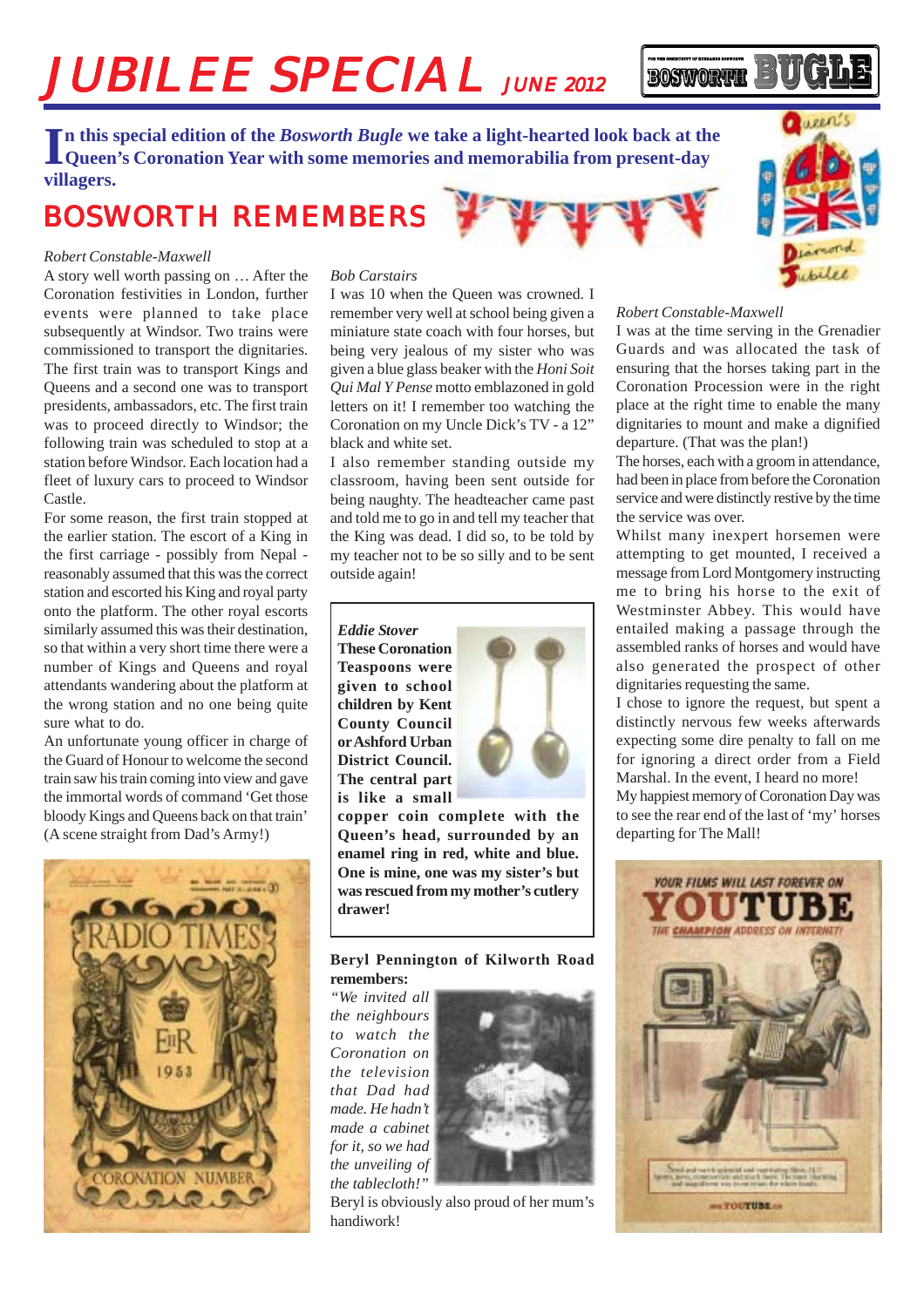# JUBILEE SPECIAL *JUNE 2012*

**In this special edition of the *Bosworth Bugle* we take a light-hearted look back at the Queen's Coronation Year with some memories and memorabilia from present-day villagers.**

## BOSWORTH REMEMBERS

*Robert Constable-Maxwell*

A story well worth passing on … After the Coronation festivities in London, further events were planned to take place subsequently at Windsor. Two trains were commissioned to transport the dignitaries. The first train was to transport Kings and Queens and a second one was to transport presidents, ambassadors, etc. The first train was to proceed directly to Windsor; the following train was scheduled to stop at a station before Windsor. Each location had a fleet of luxury cars to proceed to Windsor Castle.

For some reason, the first train stopped at the earlier station. The escort of a King in the first carriage - possibly from Nepal - reasonably assumed that this was the correct station and escorted his King and royal party onto the platform. The other royal escorts similarly assumed this was their destination, so that within a very short time there were a number of Kings and Queens and royal attendants wandering about the platform at the wrong station and no one being quite sure what to do.

An unfortunate young officer in charge of the Guard of Honour to welcome the second train saw his train coming into view and gave the immortal words of command 'Get those bloody Kings and Queens back on that train' (A scene straight from Dad's Army!)

*Bob Carstairs*

I was 10 when the Queen was crowned. I remember very well at school being given a miniature state coach with four horses, but being very jealous of my sister who was given a blue glass beaker with the *Honi Soit Qui Mal Y Pense* motto emblazoned in gold letters on it! I remember too watching the Coronation on my Uncle Dick's TV - a 12" black and white set.

I also remember standing outside my classroom, having been sent outside for being naughty. The headteacher came past and told me to go in and tell my teacher that the King was dead. I did so, to be told by my teacher not to be so silly and to be sent outside again!

*Eddie Stover*

**These Coronation Teaspoons were given to school children by Kent County Council or Ashford Urban District Council. The central part is like a small copper coin complete with the Queen's head, surrounded by an enamel ring in red, white and blue. One is mine, one was my sister's but was rescued from my mother's cutlery drawer!**

**Beryl Pennington of Kilworth Road remembers:**

*"We invited all the neighbours to watch the Coronation on the television that Dad had made. He hadn't made a cabinet for it, so we had the unveiling of the tablecloth!"*

Beryl is obviously also proud of her mum's handiwork!

*Robert Constable-Maxwell*

I was at the time serving in the Grenadier Guards and was allocated the task of ensuring that the horses taking part in the Coronation Procession were in the right place at the right time to enable the many dignitaries to mount and make a dignified departure. (That was the plan!)

The horses, each with a groom in attendance, had been in place from before the Coronation service and were distinctly restive by the time the service was over.

Whilst many inexpert horsemen were attempting to get mounted, I received a message from Lord Montgomery instructing me to bring his horse to the exit of Westminster Abbey. This would have entailed making a passage through the assembled ranks of horses and would have also generated the prospect of other dignitaries requesting the same.

I chose to ignore the request, but spent a distinctly nervous few weeks afterwards expecting some dire penalty to fall on me for ignoring a direct order from a Field Marshal. In the event, I heard no more!

My happiest memory of Coronation Day was to see the rear end of the last of 'my' horses departing for The Mall!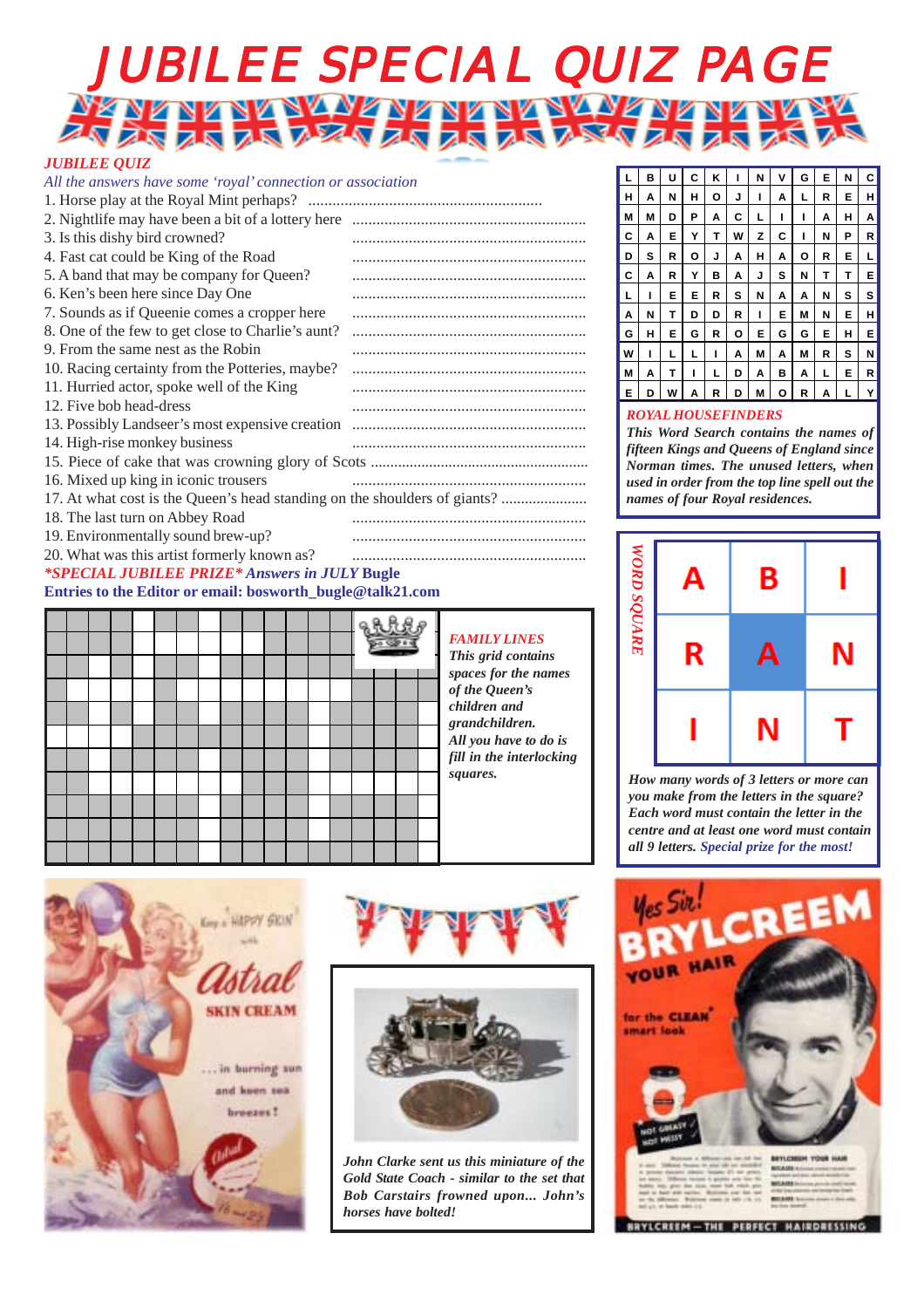# JUBILEE SPECIAL QUIZ PAGE

## JUBILEE QUIZ

*All the answers have some 'royal' connection or association*

1. Horse play at the Royal Mint perhaps? ..........................................................
2. Nightlife may have been a bit of a lottery here ..........................................................
3. Is this dishy bird crowned? ..........................................................
4. Fast cat could be King of the Road ..........................................................
5. A band that may be company for Queen? ..........................................................
6. Ken's been here since Day One ..........................................................
7. Sounds as if Queenie comes a cropper here ..........................................................
8. One of the few to get close to Charlie's aunt? ..........................................................
9. From the same nest as the Robin ..........................................................
10. Racing certainty from the Potteries, maybe? ..........................................................
11. Hurried actor, spoke well of the King ..........................................................
12. Five bob head-dress ..........................................................
13. Possibly Landseer's most expensive creation ..........................................................
14. High-rise monkey business ..........................................................
15. Piece of cake that was crowning glory of Scots ..........................................................
16. Mixed up king in iconic trousers ..........................................................
17. At what cost is the Queen's head standing on the shoulders of giants? ......................
18. The last turn on Abbey Road ..........................................................
19. Environmentally sound brew-up? ..........................................................
20. What was this artist formerly known as? ..........................................................

***SPECIAL JUBILEE PRIZE* Answers in JULY Bugle**

**Entries to the Editor or email: bosworth_bugle@talk21.com**

| | | | | | | | | | | | |
|---|---|---|---|---|---|---|---|---|---|---|---|
| L | B | U | C | K | I | N | V | G | E | N | C |
| H | A | N | H | O | J | I | A | L | R | E | H |
| M | M | D | P | A | C | L | I | I | A | H | A |
| C | A | E | Y | T | W | Z | C | I | N | P | R |
| D | S | R | O | J | A | H | A | O | R | E | L |
| C | A | R | Y | B | A | J | S | N | T | T | E |
| L | I | E | E | R | S | N | A | A | N | S | S |
| A | N | T | D | D | R | I | E | M | N | E | H |
| G | H | E | G | R | O | E | G | G | E | H | E |
| W | I | L | L | I | A | M | A | M | R | S | N |
| M | A | T | I | L | D | A | B | A | L | E | R |
| E | D | W | A | R | D | M | O | R | A | L | Y |

### ROYAL HOUSEFINDERS

***This Word Search contains the names of fifteen Kings and Queens of England since Norman times. The unused letters, when used in order from the top line spell out the names of four Royal residences.***

### FAMILY LINES

***This grid contains spaces for the names of the Queen's children and grandchildren. All you have to do is fill in the interlocking squares.***

### WORD SQUARE

| | | |
|---|---|---|
| A | B | I |
| R | A | N |
| I | N | T |

***How many words of 3 letters or more can you make from the letters in the square? Each word must contain the letter in the centre and at least one word must contain all 9 letters. Special prize for the most!***

*John Clarke sent us this miniature of the Gold State Coach - similar to the set that Bob Carstairs frowned upon... John's horses have bolted!*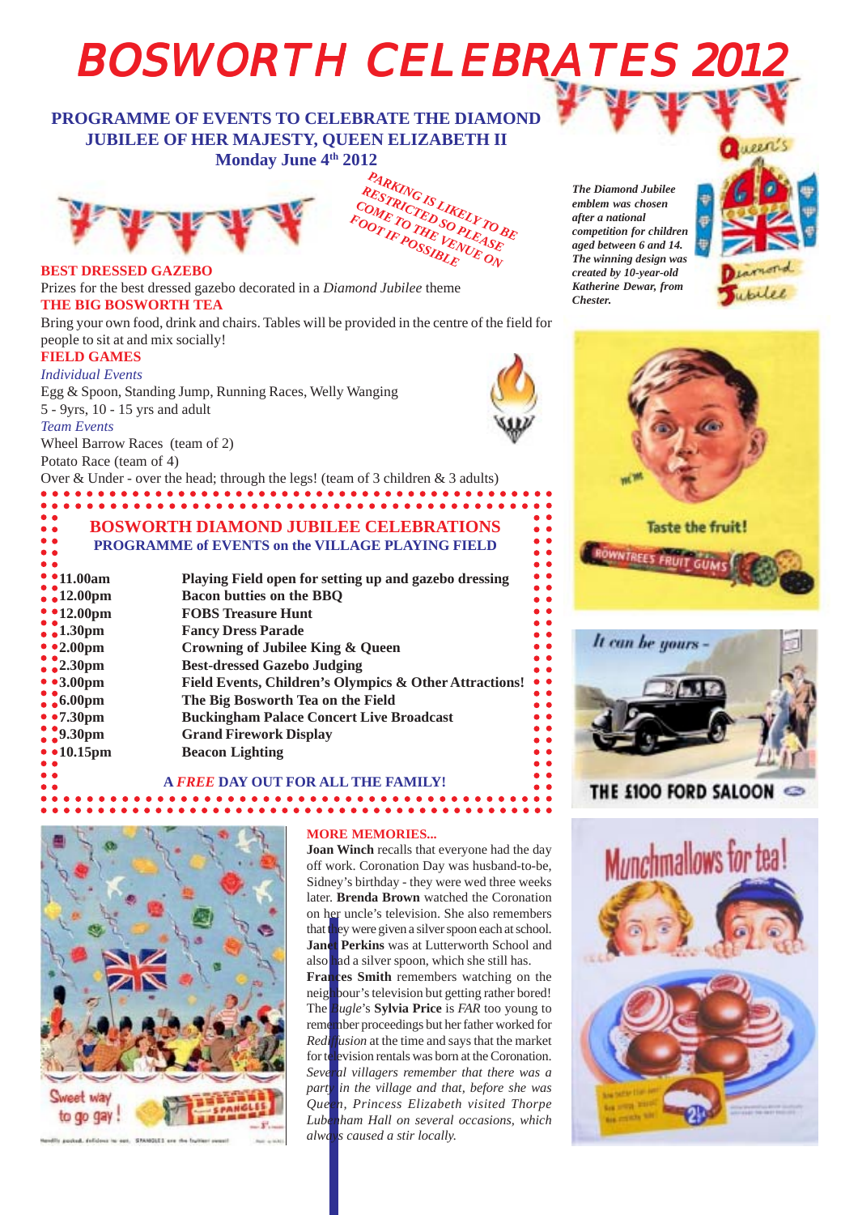# BOSWORTH CELEBRATES 2012

## PROGRAMME OF EVENTS TO CELEBRATE THE DIAMOND JUBILEE OF HER MAJESTY, QUEEN ELIZABETH II

**Monday June 4th 2012**

*PARKING IS LIKELY TO BE RESTRICTED SO PLEASE COME TO THE VENUE ON FOOT IF POSSIBLE*

*The Diamond Jubilee emblem was chosen after a national competition for children aged between 6 and 14. The winning design was created by 10-year-old Katherine Dewar, from Chester.*

**BEST DRESSED GAZEBO**

Prizes for the best dressed gazebo decorated in a *Diamond Jubilee* theme

**THE BIG BOSWORTH TEA**

Bring your own food, drink and chairs. Tables will be provided in the centre of the field for people to sit at and mix socially!

**FIELD GAMES**

*Individual Events*

Egg & Spoon, Standing Jump, Running Races, Welly Wanging

5 - 9yrs, 10 - 15 yrs and adult

*Team Events*

Wheel Barrow Races (team of 2)

Potato Race (team of 4)

Over & Under - over the head; through the legs! (team of 3 children & 3 adults)

### BOSWORTH DIAMOND JUBILEE CELEBRATIONS

**PROGRAMME of EVENTS on the VILLAGE PLAYING FIELD**

| Time | Event |
|---|---|
| 11.00am | Playing Field open for setting up and gazebo dressing |
| 12.00pm | Bacon butties on the BBQ |
| 12.00pm | FOBS Treasure Hunt |
| 1.30pm | Fancy Dress Parade |
| 2.00pm | Crowning of Jubilee King & Queen |
| 2.30pm | Best-dressed Gazebo Judging |
| 3.00pm | Field Events, Children's Olympics & Other Attractions! |
| 6.00pm | The Big Bosworth Tea on the Field |
| 7.30pm | Buckingham Palace Concert Live Broadcast |
| 9.30pm | Grand Firework Display |
| 10.15pm | Beacon Lighting |

**A *FREE* DAY OUT FOR ALL THE FAMILY!**

**MORE MEMORIES...**

**Joan Winch** recalls that everyone had the day off work. Coronation Day was husband-to-be, Sidney's birthday - they were wed three weeks later. **Brenda Brown** watched the Coronation on her uncle's television. She also remembers that they were given a silver spoon each at school. **Janet Perkins** was at Lutterworth School and also had a silver spoon, which she still has. **Frances Smith** remembers watching on the neighbour's television but getting rather bored! The *Bugle*'s **Sylvia Price** is *FAR* too young to remember proceedings but her father worked for *Rediffusion* at the time and says that the market for television rentals was born at the Coronation. *Several villagers remember that there was a party in the village and that, before she was Queen, Princess Elizabeth visited Thorpe Lubenham Hall on several occasions, which always caused a stir locally.*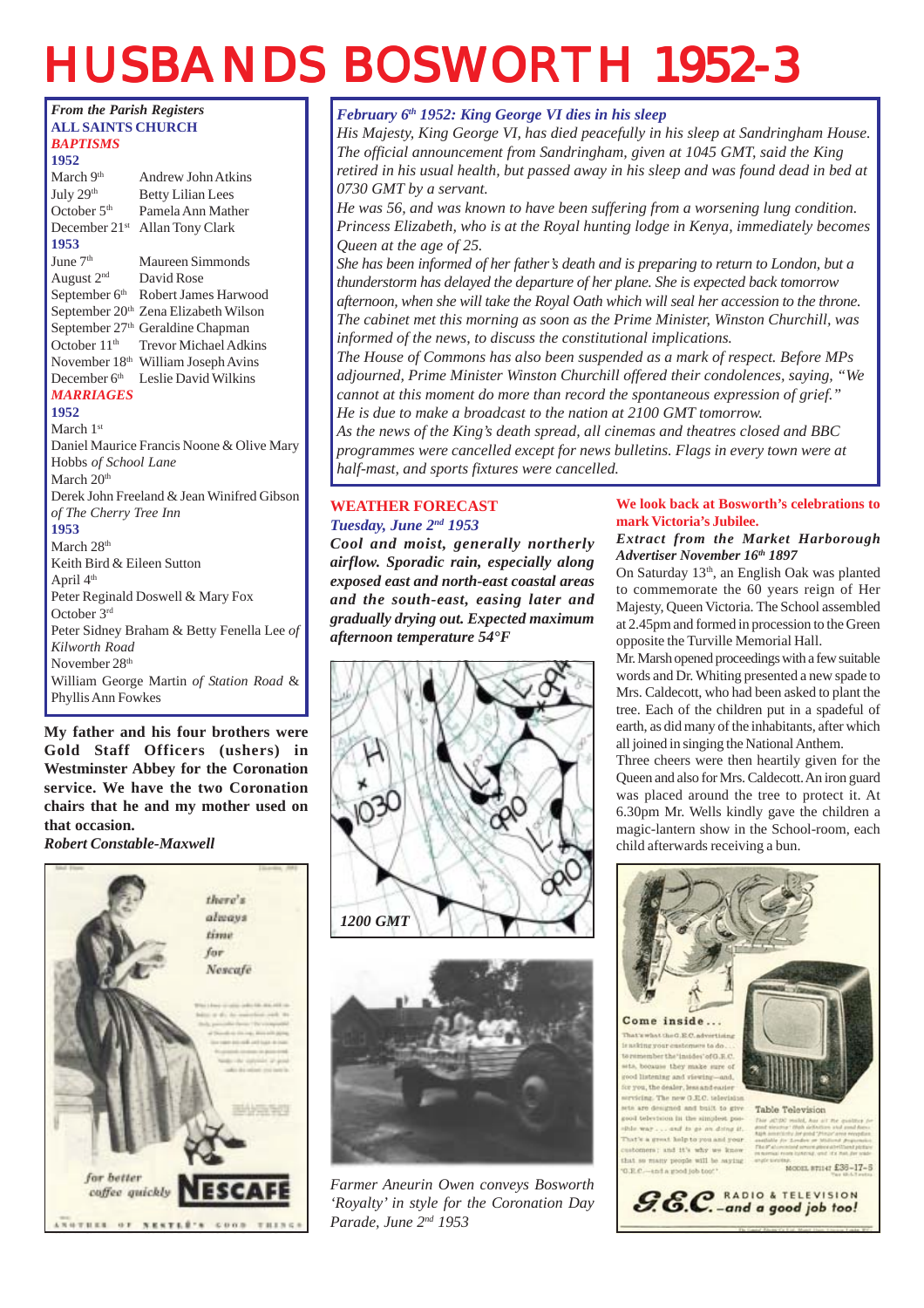# HUSBANDS BOSWORTH 1952-3

*From the Parish Registers*

**ALL SAINTS CHURCH**

***BAPTISMS***

**1952**

| | |
|---|---|
| March 9th | Andrew John Atkins |
| July 29th | Betty Lilian Lees |
| October 5th | Pamela Ann Mather |
| December 21st | Allan Tony Clark |

**1953**

| | |
|---|---|
| June 7th | Maureen Simmonds |
| August 2nd | David Rose |
| September 6th | Robert James Harwood |
| September 20th | Zena Elizabeth Wilson |
| September 27th | Geraldine Chapman |
| October 11th | Trevor Michael Adkins |
| November 18th | William Joseph Avins |
| December 6th | Leslie David Wilkins |

***MARRIAGES***

**1952**

March 1st
Daniel Maurice Francis Noone & Olive Mary Hobbs *of School Lane*

March 20th
Derek John Freeland & Jean Winifred Gibson *of The Cherry Tree Inn*

**1953**

March 28th
Keith Bird & Eileen Sutton

April 4th
Peter Reginald Doswell & Mary Fox

October 3rd
Peter Sidney Braham & Betty Fenella Lee *of Kilworth Road*

November 28th
William George Martin *of Station Road* & Phyllis Ann Fowkes

**My father and his four brothers were Gold Staff Officers (ushers) in Westminster Abbey for the Coronation service. We have the two Coronation chairs that he and my mother used on that occasion.**

***Robert Constable-Maxwell***

***February 6th 1952: King George VI dies in his sleep***

*His Majesty, King George VI, has died peacefully in his sleep at Sandringham House. The official announcement from Sandringham, given at 1045 GMT, said the King retired in his usual health, but passed away in his sleep and was found dead in bed at 0730 GMT by a servant.*

*He was 56, and was known to have been suffering from a worsening lung condition. Princess Elizabeth, who is at the Royal hunting lodge in Kenya, immediately becomes Queen at the age of 25.*

*She has been informed of her father's death and is preparing to return to London, but a thunderstorm has delayed the departure of her plane. She is expected back tomorrow afternoon, when she will take the Royal Oath which will seal her accession to the throne. The cabinet met this morning as soon as the Prime Minister, Winston Churchill, was informed of the news, to discuss the constitutional implications.*

*The House of Commons has also been suspended as a mark of respect. Before MPs adjourned, Prime Minister Winston Churchill offered their condolences, saying, "We cannot at this moment do more than record the spontaneous expression of grief." He is due to make a broadcast to the nation at 2100 GMT tomorrow.*

*As the news of the King's death spread, all cinemas and theatres closed and BBC programmes were cancelled except for news bulletins. Flags in every town were at half-mast, and sports fixtures were cancelled.*

**WEATHER FORECAST**

***Tuesday, June 2nd 1953***

***Cool and moist, generally northerly airflow. Sporadic rain, especially along exposed east and north-east coastal areas and the south-east, easing later and gradually drying out. Expected maximum afternoon temperature 54°F***

*1200 GMT*

*Farmer Aneurin Owen conveys Bosworth 'Royalty' in style for the Coronation Day Parade, June 2nd 1953*

**We look back at Bosworth's celebrations to mark Victoria's Jubilee.**

***Extract from the Market Harborough Advertiser November 16th 1897***

On Saturday 13th, an English Oak was planted to commemorate the 60 years reign of Her Majesty, Queen Victoria. The School assembled at 2.45pm and formed in procession to the Green opposite the Turville Memorial Hall.

Mr. Marsh opened proceedings with a few suitable words and Dr. Whiting presented a new spade to Mrs. Caldecott, who had been asked to plant the tree. Each of the children put in a spadeful of earth, as did many of the inhabitants, after which all joined in singing the National Anthem.

Three cheers were then heartily given for the Queen and also for Mrs. Caldecott. An iron guard was placed around the tree to protect it. At 6.30pm Mr. Wells kindly gave the children a magic-lantern show in the School-room, each child afterwards receiving a bun.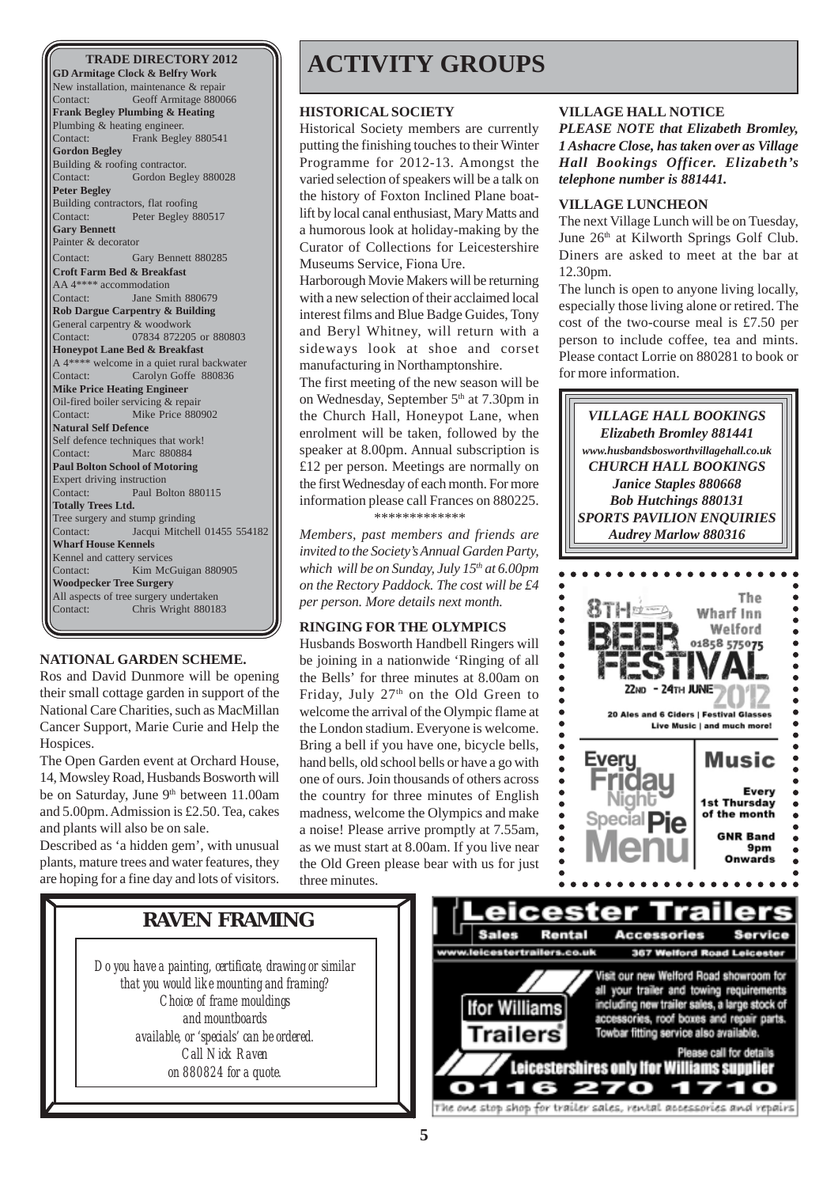## TRADE DIRECTORY 2012

**GD Armitage Clock & Belfry Work**
New installation, maintenance & repair
Contact: Geoff Armitage 880066

**Frank Begley Plumbing & Heating**
Plumbing & heating engineer.
Contact: Frank Begley 880541

**Gordon Begley**
Building & roofing contractor.
Contact: Gordon Begley 880028

**Peter Begley**
Building contractors, flat roofing
Contact: Peter Begley 880517

**Gary Bennett**
Painter & decorator
Contact: Gary Bennett 880285

**Croft Farm Bed & Breakfast**
AA 4**** accommodation
Contact: Jane Smith 880679

**Rob Dargue Carpentry & Building**
General carpentry & woodwork
Contact: 07834 872205 or 880803

**Honeypot Lane Bed & Breakfast**
A 4**** welcome in a quiet rural backwater
Contact: Carolyn Goffe 880836

**Mike Price Heating Engineer**
Oil-fired boiler servicing & repair
Contact: Mike Price 880902

**Natural Self Defence**
Self defence techniques that work!
Contact: Marc 880884

**Paul Bolton School of Motoring**
Expert driving instruction
Contact: Paul Bolton 880115

**Totally Trees Ltd.**
Tree surgery and stump grinding
Contact: Jacqui Mitchell 01455 554182

**Wharf House Kennels**
Kennel and cattery services
Contact: Kim McGuigan 880905

**Woodpecker Tree Surgery**
All aspects of tree surgery undertaken
Contact: Chris Wright 880183

### NATIONAL GARDEN SCHEME.

Ros and David Dunmore will be opening their small cottage garden in support of the National Care Charities, such as MacMillan Cancer Support, Marie Curie and Help the Hospices.

The Open Garden event at Orchard House, 14, Mowsley Road, Husbands Bosworth will be on Saturday, June 9th between 11.00am and 5.00pm. Admission is £2.50. Tea, cakes and plants will also be on sale.

Described as 'a hidden gem', with unusual plants, mature trees and water features, they are hoping for a fine day and lots of visitors.

# ACTIVITY GROUPS

### HISTORICAL SOCIETY

Historical Society members are currently putting the finishing touches to their Winter Programme for 2012-13. Amongst the varied selection of speakers will be a talk on the history of Foxton Inclined Plane boat-lift by local canal enthusiast, Mary Matts and a humorous look at holiday-making by the Curator of Collections for Leicestershire Museums Service, Fiona Ure.

Harborough Movie Makers will be returning with a new selection of their acclaimed local interest films and Blue Badge Guides, Tony and Beryl Whitney, will return with a sideways look at shoe and corset manufacturing in Northamptonshire.

The first meeting of the new season will be on Wednesday, September 5th at 7.30pm in the Church Hall, Honeypot Lane, when enrolment will be taken, followed by the speaker at 8.00pm. Annual subscription is £12 per person. Meetings are normally on the first Wednesday of each month. For more information please call Frances on 880225.

*************

*Members, past members and friends are invited to the Society's Annual Garden Party, which will be on Sunday, July 15th at 6.00pm on the Rectory Paddock. The cost will be £4 per person. More details next month.*

### RINGING FOR THE OLYMPICS

Husbands Bosworth Handbell Ringers will be joining in a nationwide 'Ringing of all the Bells' for three minutes at 8.00am on Friday, July 27th on the Old Green to welcome the arrival of the Olympic flame at the London stadium. Everyone is welcome. Bring a bell if you have one, bicycle bells, hand bells, old school bells or have a go with one of ours. Join thousands of others across the country for three minutes of English madness, welcome the Olympics and make a noise! Please arrive promptly at 7.55am, as we must start at 8.00am. If you live near the Old Green please bear with us for just three minutes.

### VILLAGE HALL NOTICE

***PLEASE NOTE that Elizabeth Bromley, 1 Ashacre Close, has taken over as Village Hall Bookings Officer. Elizabeth's telephone number is 881441.***

### VILLAGE LUNCHEON

The next Village Lunch will be on Tuesday, June 26th at Kilworth Springs Golf Club. Diners are asked to meet at the bar at 12.30pm.

The lunch is open to anyone living locally, especially those living alone or retired. The cost of the two-course meal is £7.50 per person to include coffee, tea and mints. Please contact Lorrie on 880281 to book or for more information.

***VILLAGE HALL BOOKINGS***
***Elizabeth Bromley 881441***
***www.husbandsbosworthvillagehall.co.uk***
***CHURCH HALL BOOKINGS***
***Janice Staples 880668***
***Bob Hutchings 880131***
***SPORTS PAVILION ENQUIRIES***
***Audrey Marlow 880316***

8TH BEER FESTIVAL
The Wharf Inn Welford 01858 575075
22ND - 24TH JUNE 2012
20 Ales and 6 Ciders | Festival Glasses
Live Music | and much more!
Every Friday Night Special Pie Menu
Music Every 1st Thursday of the month
GNR Band 9pm Onwards

## RAVEN FRAMING

*Do you have a painting, certificate, drawing or similar that you would like mounting and framing?*
*Choice of frame mouldings and mountboards available, or 'specials' can be ordered.*
*Call Nick Raven on 880824 for a quote.*

**Leicester Trailers**
Sales Rental Accessories Service
www.leicestertrailers.co.uk 367 Welford Road Leicester
Ifor Williams Trailers
Visit our new Welford Road showroom for all your trailer and towing requirements including new trailer sales, a large stock of accessories, roof boxes and repair parts. Towbar fitting service also available.
Please call for details
Leicestershires only Ifor Williams supplier
0116 270 1710
The one stop shop for trailer sales, rental accessories and repairs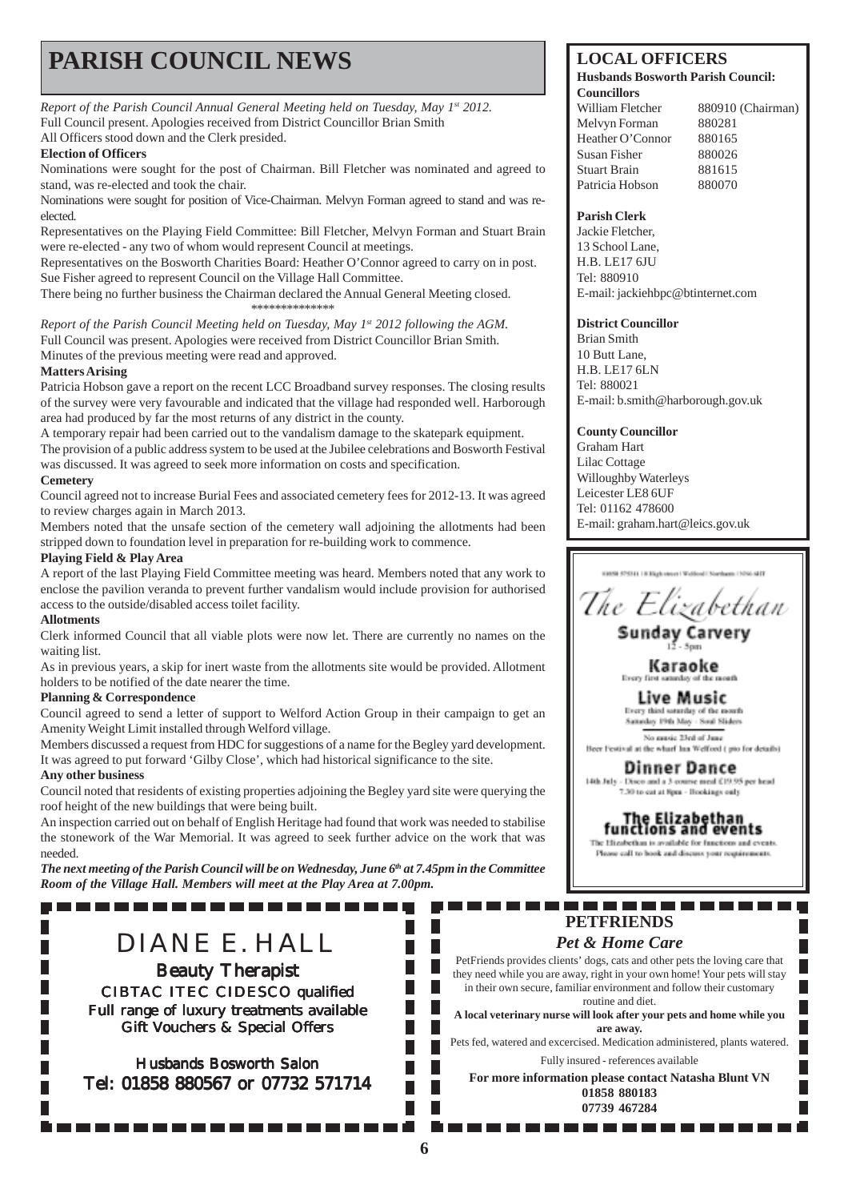# PARISH COUNCIL NEWS

*Report of the Parish Council Annual General Meeting held on Tuesday, May 1st 2012.*
Full Council present. Apologies received from District Councillor Brian Smith
All Officers stood down and the Clerk presided.

**Election of Officers**

Nominations were sought for the post of Chairman. Bill Fletcher was nominated and agreed to stand, was re-elected and took the chair.

Nominations were sought for position of Vice-Chairman. Melvyn Forman agreed to stand and was re-elected.

Representatives on the Playing Field Committee: Bill Fletcher, Melvyn Forman and Stuart Brain were re-elected - any two of whom would represent Council at meetings.

Representatives on the Bosworth Charities Board: Heather O'Connor agreed to carry on in post.

Sue Fisher agreed to represent Council on the Village Hall Committee.

There being no further business the Chairman declared the Annual General Meeting closed.

\*\*\*\*\*\*\*\*\*\*\*\*\*\*

*Report of the Parish Council Meeting held on Tuesday, May 1st 2012 following the AGM.*
Full Council was present. Apologies were received from District Councillor Brian Smith.
Minutes of the previous meeting were read and approved.

**Matters Arising**

Patricia Hobson gave a report on the recent LCC Broadband survey responses. The closing results of the survey were very favourable and indicated that the village had responded well. Harborough area had produced by far the most returns of any district in the county.

A temporary repair had been carried out to the vandalism damage to the skatepark equipment.

The provision of a public address system to be used at the Jubilee celebrations and Bosworth Festival was discussed. It was agreed to seek more information on costs and specification.

**Cemetery**

Council agreed not to increase Burial Fees and associated cemetery fees for 2012-13. It was agreed to review charges again in March 2013.

Members noted that the unsafe section of the cemetery wall adjoining the allotments had been stripped down to foundation level in preparation for re-building work to commence.

**Playing Field & Play Area**

A report of the last Playing Field Committee meeting was heard. Members noted that any work to enclose the pavilion veranda to prevent further vandalism would include provision for authorised access to the outside/disabled access toilet facility.

**Allotments**

Clerk informed Council that all viable plots were now let. There are currently no names on the waiting list.

As in previous years, a skip for inert waste from the allotments site would be provided. Allotment holders to be notified of the date nearer the time.

**Planning & Correspondence**

Council agreed to send a letter of support to Welford Action Group in their campaign to get an Amenity Weight Limit installed through Welford village.

Members discussed a request from HDC for suggestions of a name for the Begley yard development. It was agreed to put forward 'Gilby Close', which had historical significance to the site.

**Any other business**

Council noted that residents of existing properties adjoining the Begley yard site were querying the roof height of the new buildings that were being built.

An inspection carried out on behalf of English Heritage had found that work was needed to stabilise the stonework of the War Memorial. It was agreed to seek further advice on the work that was needed.

***The next meeting of the Parish Council will be on Wednesday, June 6th at 7.45pm in the Committee Room of the Village Hall. Members will meet at the Play Area at 7.00pm.***

## LOCAL OFFICERS

**Husbands Bosworth Parish Council:**
**Councillors**

| | |
|---|---|
| William Fletcher | 880910 (Chairman) |
| Melvyn Forman | 880281 |
| Heather O'Connor | 880165 |
| Susan Fisher | 880026 |
| Stuart Brain | 881615 |
| Patricia Hobson | 880070 |

**Parish Clerk**
Jackie Fletcher,
13 School Lane,
H.B. LE17 6JU
Tel: 880910
E-mail: jackiehbpc@btinternet.com

**District Councillor**
Brian Smith
10 Butt Lane,
H.B. LE17 6LN
Tel: 880021
E-mail: b.smith@harborough.gov.uk

**County Councillor**
Graham Hart
Lilac Cottage
Willoughby Waterleys
Leicester LE8 6UF
Tel: 01162 478600
E-mail: graham.hart@leics.gov.uk

01858 575311 | 8 High street | Welford | Northants | NN6 6HT

*The Elizabethan*

**Sunday Carvery**
12 - 5pm

**Karaoke**
Every first saturday of the month

**Live Music**
Every third saturday of the month
Saturday 19th May - Soul Sliders

No music 23rd of June
Beer Festival at the wharf Inn Welford ( pto for details)

**Dinner Dance**
14th July - Disco and a 3 course meal £19.95 per head
7.30 to eat at 8pm - Bookings only

**The Elizabethan functions and events**
The Elizabethan is available for functions and events.
Please call to book and discuss your requirements.

## DIANE E. HALL

**Beauty Therapist**
CIBTAC ITEC CIDESCO qualified
Full range of luxury treatments available
Gift Vouchers & Special Offers

Husbands Bosworth Salon
Tel: 01858 880567 or 07732 571714

## PETFRIENDS

***Pet & Home Care***

PetFriends provides clients' dogs, cats and other pets the loving care that they need while you are away, right in your own home! Your pets will stay in their own secure, familiar environment and follow their customary routine and diet.

**A local veterinary nurse will look after your pets and home while you are away.**

Pets fed, watered and excercised. Medication administered, plants watered.

Fully insured - references available

**For more information please contact Natasha Blunt VN**
**01858 880183**
**07739 467284**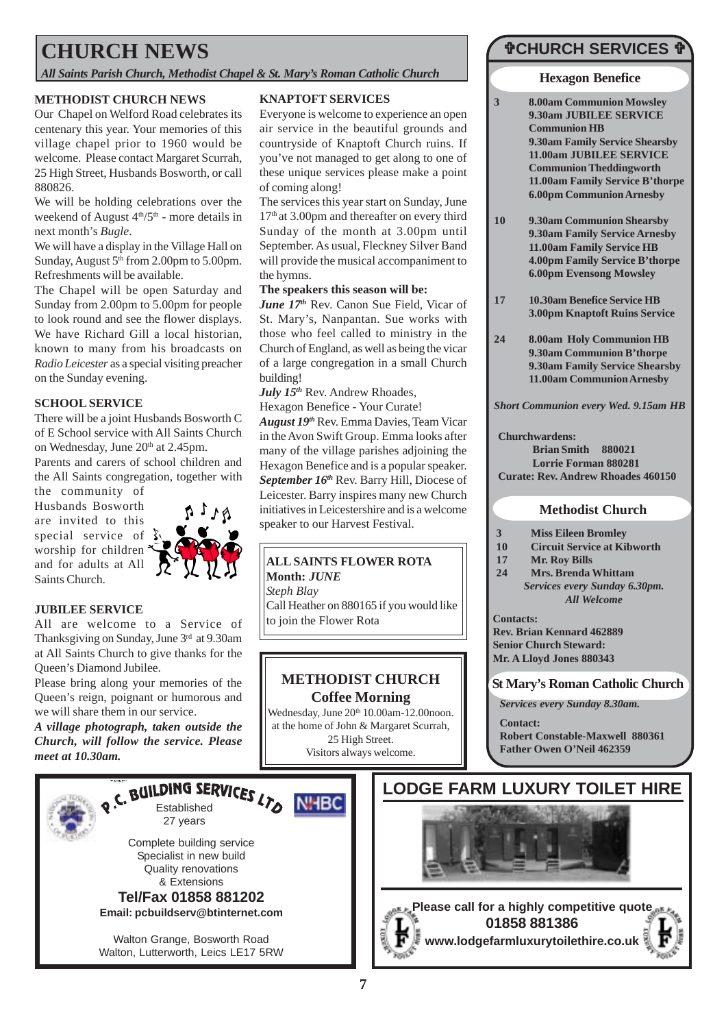# CHURCH NEWS

*All Saints Parish Church, Methodist Chapel & St. Mary's Roman Catholic Church*

### METHODIST CHURCH NEWS

Our Chapel on Welford Road celebrates its centenary this year. Your memories of this village chapel prior to 1960 would be welcome. Please contact Margaret Scurrah, 25 High Street, Husbands Bosworth, or call 880826.

We will be holding celebrations over the weekend of August 4th/5th - more details in next month's *Bugle*.

We will have a display in the Village Hall on Sunday, August 5th from 2.00pm to 5.00pm. Refreshments will be available.

The Chapel will be open Saturday and Sunday from 2.00pm to 5.00pm for people to look round and see the flower displays. We have Richard Gill a local historian, known to many from his broadcasts on *Radio Leicester* as a special visiting preacher on the Sunday evening.

### SCHOOL SERVICE

There will be a joint Husbands Bosworth C of E School service with All Saints Church on Wednesday, June 20th at 2.45pm.

Parents and carers of school children and the All Saints congregation, together with the community of Husbands Bosworth are invited to this special service of worship for children and for adults at All Saints Church.

### JUBILEE SERVICE

All are welcome to a Service of Thanksgiving on Sunday, June 3rd at 9.30am at All Saints Church to give thanks for the Queen's Diamond Jubilee.

Please bring along your memories of the Queen's reign, poignant or humorous and we will share them in our service.

***A village photograph, taken outside the Church, will follow the service. Please meet at 10.30am.***

### KNAPTOFT SERVICES

Everyone is welcome to experience an open air service in the beautiful grounds and countryside of Knaptoft Church ruins. If you've not managed to get along to one of these unique services please make a point of coming along!

The services this year start on Sunday, June 17th at 3.00pm and thereafter on every third Sunday of the month at 3.00pm until September. As usual, Fleckney Silver Band will provide the musical accompaniment to the hymns.

**The speakers this season will be:**

***June 17th*** Rev. Canon Sue Field, Vicar of St. Mary's, Nanpantan. Sue works with those who feel called to ministry in the Church of England, as well as being the vicar of a large congregation in a small Church building!

***July 15th*** Rev. Andrew Rhoades, Hexagon Benefice - Your Curate!

***August 19th*** Rev. Emma Davies, Team Vicar in the Avon Swift Group. Emma looks after many of the village parishes adjoining the Hexagon Benefice and is a popular speaker.

***September 16th*** Rev. Barry Hill, Diocese of Leicester. Barry inspires many new Church initiatives in Leicestershire and is a welcome speaker to our Harvest Festival.

**ALL SAINTS FLOWER ROTA**
**Month:** ***JUNE***
*Steph Blay*
Call Heather on 880165 if you would like to join the Flower Rota

**METHODIST CHURCH**
**Coffee Morning**
Wednesday, June 20th 10.00am-12.00noon.
at the home of John & Margaret Scurrah, 25 High Street.
Visitors always welcome.

## ✞CHURCH SERVICES ✞

### Hexagon Benefice

**3**
- **8.00am Communion Mowsley**
- **9.30am JUBILEE SERVICE Communion HB**
- **9.30am Family Service Shearsby**
- **11.00am JUBILEE SERVICE Communion Theddingworth**
- **11.00am Family Service B'thorpe**
- **6.00pm Communion Arnesby**

**10**
- **9.30am Communion Shearsby**
- **9.30am Family Service Arnesby**
- **11.00am Family Service HB**
- **4.00pm Family Service B'thorpe**
- **6.00pm Evensong Mowsley**

**17**
- **10.30am Benefice Service HB**
- **3.00pm Knaptoft Ruins Service**

**24**
- **8.00am Holy Communion HB**
- **9.30am Communion B'thorpe**
- **9.30am Family Service Shearsby**
- **11.00am Communion Arnesby**

***Short Communion every Wed. 9.15am HB***

**Churchwardens:**
**Brian Smith 880021**
**Lorrie Forman 880281**
**Curate: Rev. Andrew Rhoades 460150**

### Methodist Church

- **3** **Miss Eileen Bromley**
- **10** **Circuit Service at Kibworth**
- **17** **Mr. Roy Bills**
- **24** **Mrs. Brenda Whittam**

***Services every Sunday 6.30pm. All Welcome***

**Contacts:**
**Rev. Brian Kennard 462889**
**Senior Church Steward:**
**Mr. A Lloyd Jones 880343**

### St Mary's Roman Catholic Church

***Services every Sunday 8.30am.***

**Contact:**
**Robert Constable-Maxwell 880361**
**Father Owen O'Neil 462359**

---

**P.C. BUILDING SERVICES LTD**
Established 27 years
NHBC

Complete building service
Specialist in new build
Quality renovations
& Extensions

**Tel/Fax 01858 881202**
**Email: pcbuildserv@btinternet.com**

Walton Grange, Bosworth Road
Walton, Lutterworth, Leics LE17 5RW

---

**LODGE FARM LUXURY TOILET HIRE**

**Please call for a highly competitive quote**
**01858 881386**
**www.lodgefarmluxurytoilethire.co.uk**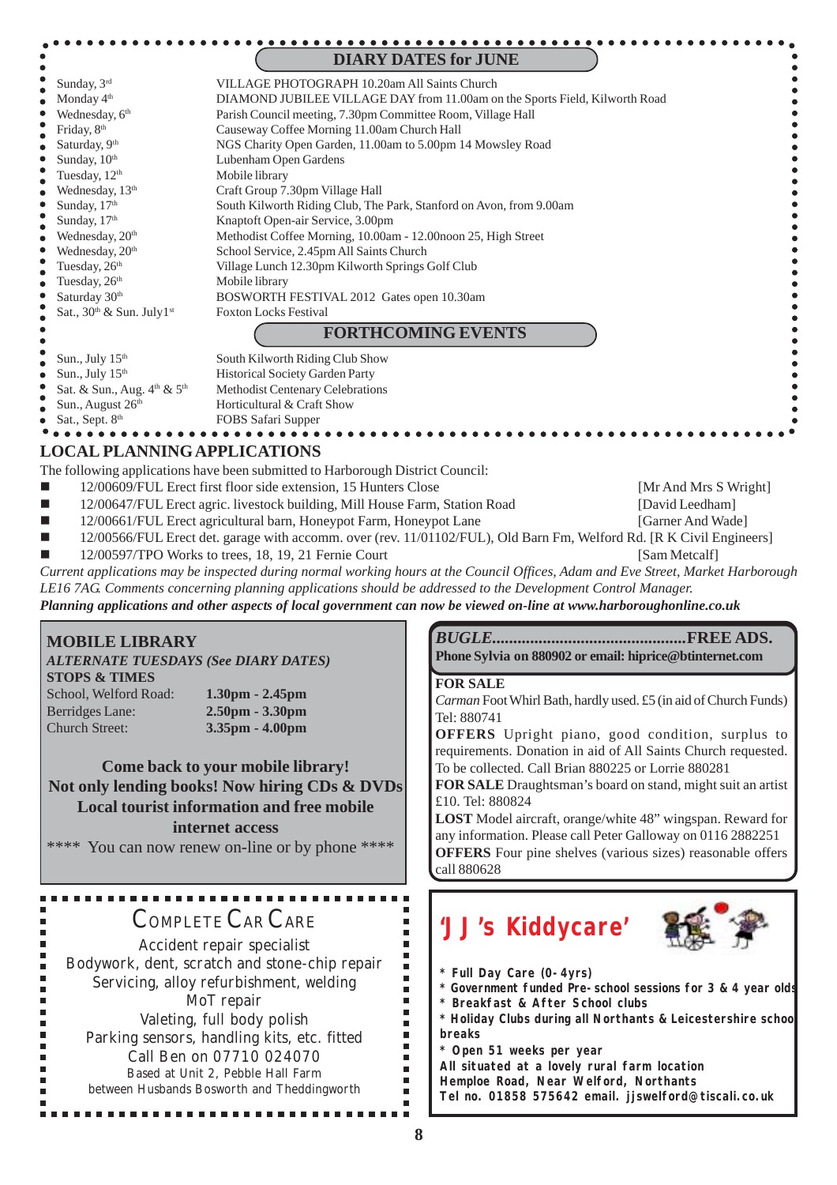## DIARY DATES for JUNE

| | |
|---|---|
| Sunday, 3rd | VILLAGE PHOTOGRAPH 10.20am All Saints Church |
| Monday 4th | DIAMOND JUBILEE VILLAGE DAY from 11.00am on the Sports Field, Kilworth Road |
| Wednesday, 6th | Parish Council meeting, 7.30pm Committee Room, Village Hall |
| Friday, 8th | Causeway Coffee Morning 11.00am Church Hall |
| Saturday, 9th | NGS Charity Open Garden, 11.00am to 5.00pm 14 Mowsley Road |
| Sunday, 10th | Lubenham Open Gardens |
| Tuesday, 12th | Mobile library |
| Wednesday, 13th | Craft Group 7.30pm Village Hall |
| Sunday, 17th | South Kilworth Riding Club, The Park, Stanford on Avon, from 9.00am |
| Sunday, 17th | Knaptoft Open-air Service, 3.00pm |
| Wednesday, 20th | Methodist Coffee Morning, 10.00am - 12.00noon 25, High Street |
| Wednesday, 20th | School Service, 2.45pm All Saints Church |
| Tuesday, 26th | Village Lunch 12.30pm Kilworth Springs Golf Club |
| Tuesday, 26th | Mobile library |
| Saturday 30th | BOSWORTH FESTIVAL 2012 Gates open 10.30am |
| Sat., 30th & Sun. July1st | Foxton Locks Festival |

## FORTHCOMING EVENTS

| | |
|---|---|
| Sun., July 15th | South Kilworth Riding Club Show |
| Sun., July 15th | Historical Society Garden Party |
| Sat. & Sun., Aug. 4th & 5th | Methodist Centenary Celebrations |
| Sun., August 26th | Horticultural & Craft Show |
| Sat., Sept. 8th | FOBS Safari Supper |

## LOCAL PLANNING APPLICATIONS

The following applications have been submitted to Harborough District Council:

- 12/00609/FUL Erect first floor side extension, 15 Hunters Close [Mr And Mrs S Wright]
- 12/00647/FUL Erect agric. livestock building, Mill House Farm, Station Road [David Leedham]
- 12/00661/FUL Erect agricultural barn, Honeypot Farm, Honeypot Lane [Garner And Wade]
- 12/00566/FUL Erect det. garage with accomm. over (rev. 11/01102/FUL), Old Barn Fm, Welford Rd. [R K Civil Engineers]
- 12/00597/TPO Works to trees, 18, 19, 21 Fernie Court [Sam Metcalf]

*Current applications may be inspected during normal working hours at the Council Offices, Adam and Eve Street, Market Harborough LE16 7AG. Comments concerning planning applications should be addressed to the Development Control Manager.*

***Planning applications and other aspects of local government can now be viewed on-line at www.harboroughonline.co.uk***

## MOBILE LIBRARY

***ALTERNATE TUESDAYS (See DIARY DATES)***

**STOPS & TIMES**

| | |
|---|---|
| School, Welford Road: | **1.30pm - 2.45pm** |
| Berridges Lane: | **2.50pm - 3.30pm** |
| Church Street: | **3.35pm - 4.00pm** |

**Come back to your mobile library!**
**Not only lending books! Now hiring CDs & DVDs**
**Local tourist information and free mobile internet access**

**** You can now renew on-line or by phone ****

## *BUGLE*..............................................FREE ADS.

**Phone Sylvia on 880902 or email: hiprice@btinternet.com**

**FOR SALE**
*Carman* Foot Whirl Bath, hardly used. £5 (in aid of Church Funds) Tel: 880741

**OFFERS** Upright piano, good condition, surplus to requirements. Donation in aid of All Saints Church requested. To be collected. Call Brian 880225 or Lorrie 880281

**FOR SALE** Draughtsman's board on stand, might suit an artist £10. Tel: 880824

**LOST** Model aircraft, orange/white 48" wingspan. Reward for any information. Please call Peter Galloway on 0116 2882251

**OFFERS** Four pine shelves (various sizes) reasonable offers call 880628

## COMPLETE CAR CARE

Accident repair specialist
Bodywork, dent, scratch and stone-chip repair
Servicing, alloy refurbishment, welding
MoT repair
Valeting, full body polish
Parking sensors, handling kits, etc. fitted
Call Ben on 07710 024070
Based at Unit 2, Pebble Hall Farm
between Husbands Bosworth and Theddingworth

## 'J J's Kiddycare'

* **Full Day Care (0-4yrs)**
* **Government funded Pre-school sessions for 3 & 4 year olds**
* **Breakfast & After School clubs**
* **Holiday Clubs during all Northants & Leicestershire school breaks**
* **Open 51 weeks per year**

**All situated at a lovely rural farm location**
**Hemploe Road, Near Welford, Northants**
**Tel no. 01858 575642 email. jjswelford@tiscali.co.uk**